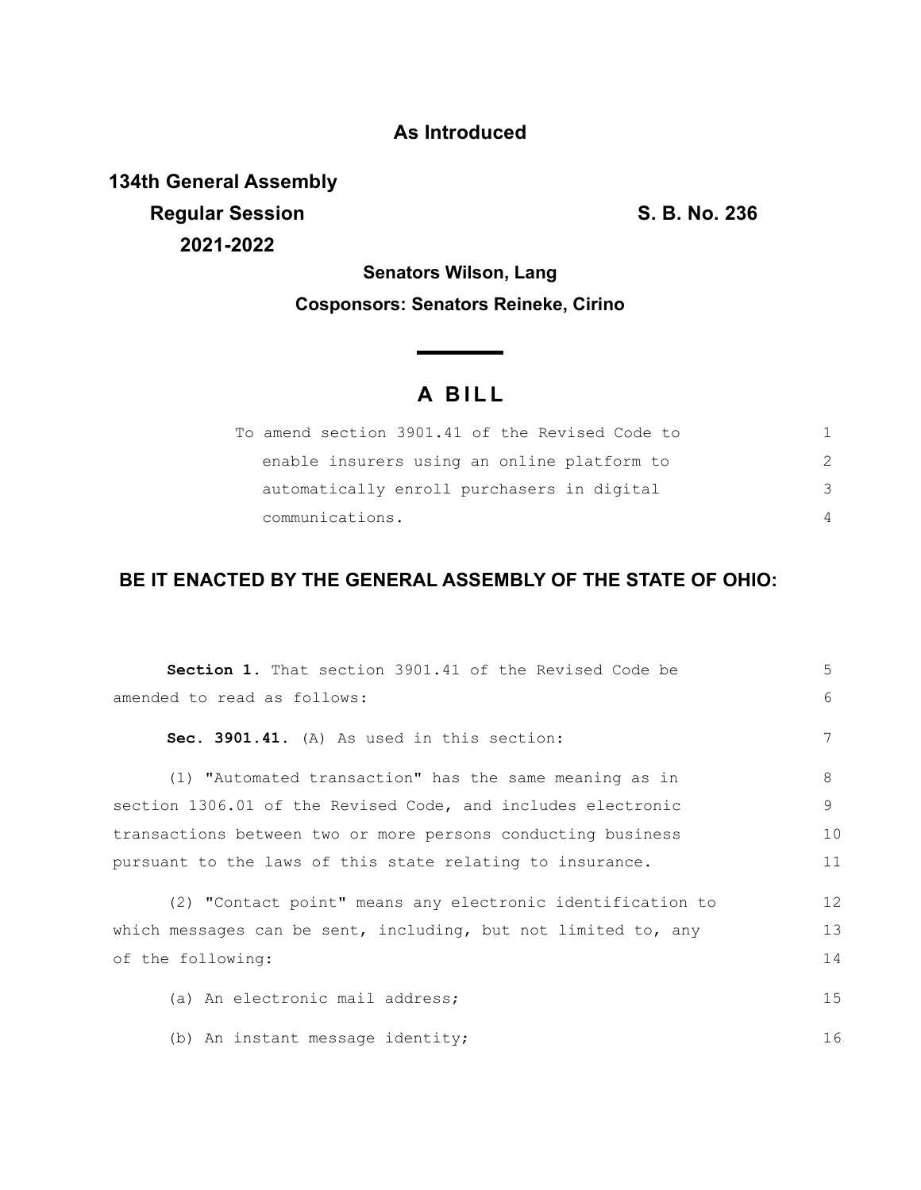**As Introduced**

**134th General Assembly**
**Regular Session**
**2021-2022**

**S. B. No. 236**

**Senators Wilson, Lang**

**Cosponsors: Senators Reineke, Cirino**

# A BILL

To amend section 3901.41 of the Revised Code to enable insurers using an online platform to automatically enroll purchasers in digital communications.

**BE IT ENACTED BY THE GENERAL ASSEMBLY OF THE STATE OF OHIO:**

**Section 1.** That section 3901.41 of the Revised Code be amended to read as follows:

**Sec. 3901.41.** (A) As used in this section:

(1) "Automated transaction" has the same meaning as in section 1306.01 of the Revised Code, and includes electronic transactions between two or more persons conducting business pursuant to the laws of this state relating to insurance.

(2) "Contact point" means any electronic identification to which messages can be sent, including, but not limited to, any of the following:

(a) An electronic mail address;

(b) An instant message identity;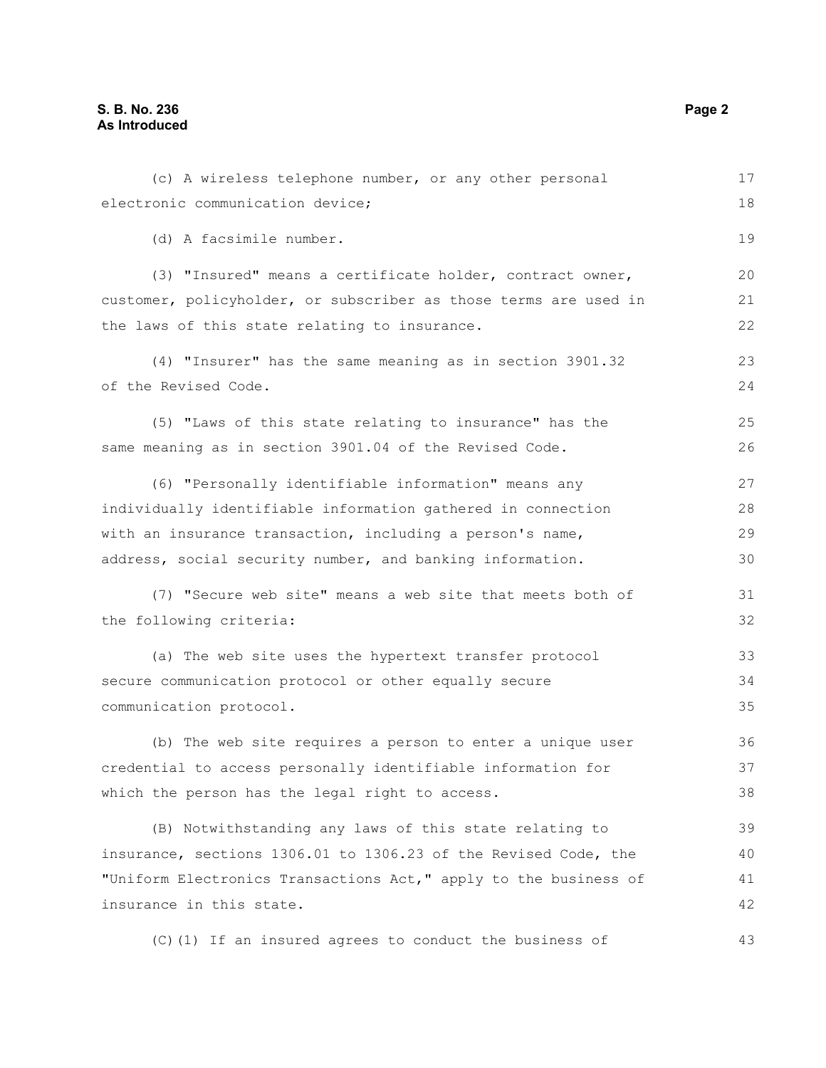(c) A wireless telephone number, or any other personal electronic communication device;

(d) A facsimile number.

(3) "Insured" means a certificate holder, contract owner, customer, policyholder, or subscriber as those terms are used in the laws of this state relating to insurance.

(4) "Insurer" has the same meaning as in section 3901.32 of the Revised Code.

(5) "Laws of this state relating to insurance" has the same meaning as in section 3901.04 of the Revised Code.

(6) "Personally identifiable information" means any individually identifiable information gathered in connection with an insurance transaction, including a person's name, address, social security number, and banking information.

(7) "Secure web site" means a web site that meets both of the following criteria:

(a) The web site uses the hypertext transfer protocol secure communication protocol or other equally secure communication protocol.

(b) The web site requires a person to enter a unique user credential to access personally identifiable information for which the person has the legal right to access.

(B) Notwithstanding any laws of this state relating to insurance, sections 1306.01 to 1306.23 of the Revised Code, the "Uniform Electronics Transactions Act," apply to the business of insurance in this state.

(C)(1) If an insured agrees to conduct the business of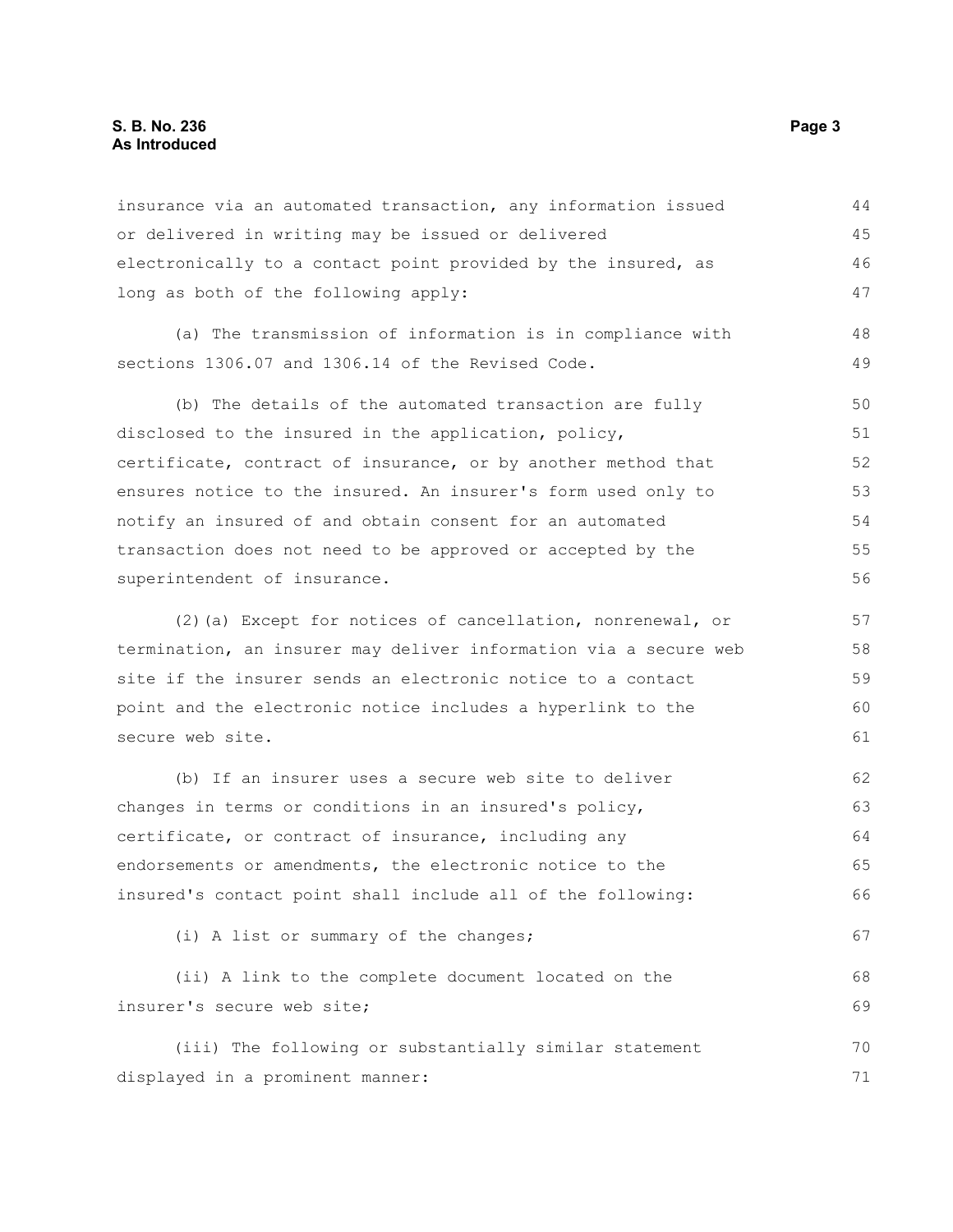insurance via an automated transaction, any information issued or delivered in writing may be issued or delivered electronically to a contact point provided by the insured, as long as both of the following apply:

(a) The transmission of information is in compliance with sections 1306.07 and 1306.14 of the Revised Code.

(b) The details of the automated transaction are fully disclosed to the insured in the application, policy, certificate, contract of insurance, or by another method that ensures notice to the insured. An insurer's form used only to notify an insured of and obtain consent for an automated transaction does not need to be approved or accepted by the superintendent of insurance.

(2)(a) Except for notices of cancellation, nonrenewal, or termination, an insurer may deliver information via a secure web site if the insurer sends an electronic notice to a contact point and the electronic notice includes a hyperlink to the secure web site.

(b) If an insurer uses a secure web site to deliver changes in terms or conditions in an insured's policy, certificate, or contract of insurance, including any endorsements or amendments, the electronic notice to the insured's contact point shall include all of the following:

(i) A list or summary of the changes;

(ii) A link to the complete document located on the insurer's secure web site;

(iii) The following or substantially similar statement displayed in a prominent manner: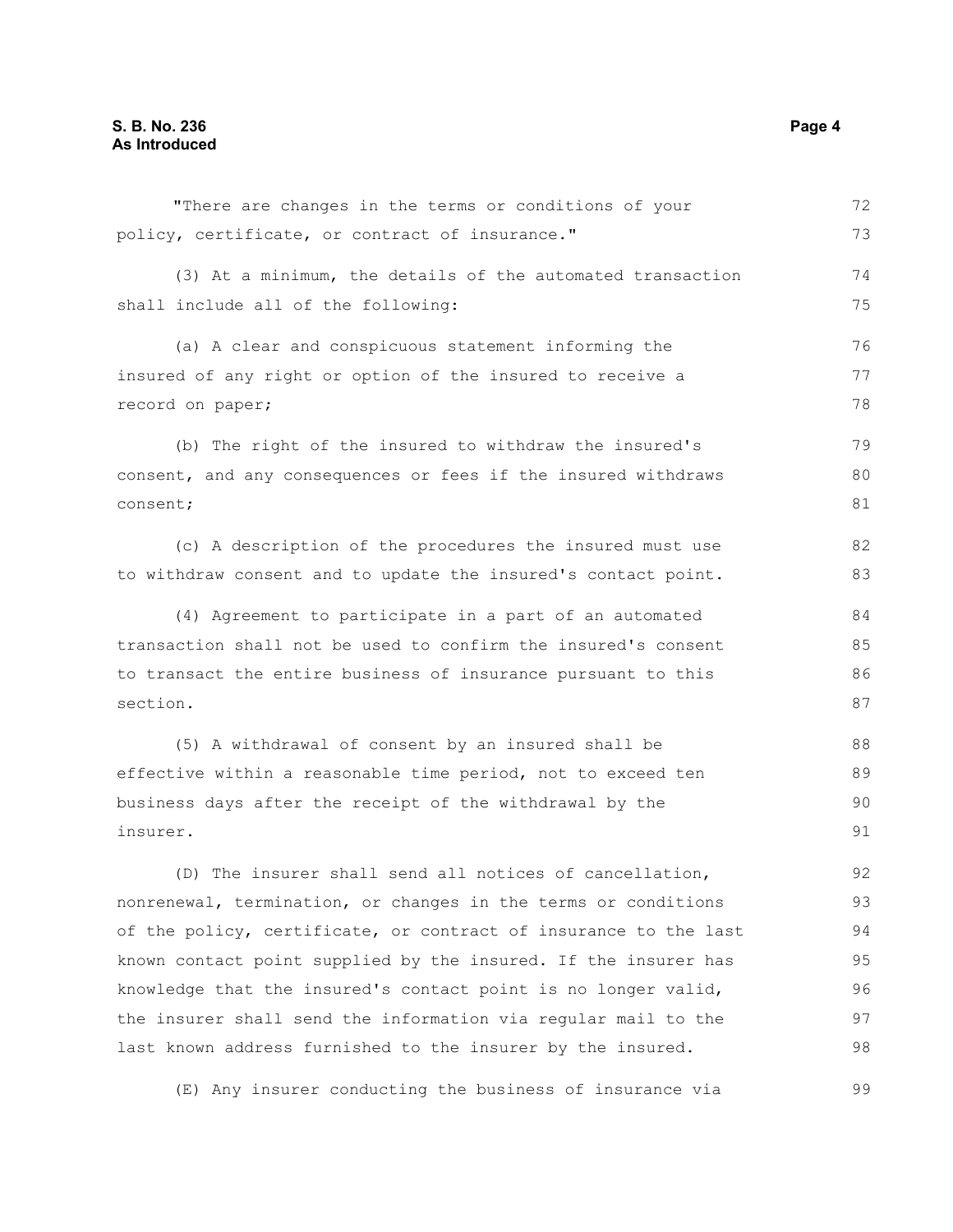"There are changes in the terms or conditions of your policy, certificate, or contract of insurance."

(3) At a minimum, the details of the automated transaction shall include all of the following:

(a) A clear and conspicuous statement informing the insured of any right or option of the insured to receive a record on paper;

(b) The right of the insured to withdraw the insured's consent, and any consequences or fees if the insured withdraws consent;

(c) A description of the procedures the insured must use to withdraw consent and to update the insured's contact point.

(4) Agreement to participate in a part of an automated transaction shall not be used to confirm the insured's consent to transact the entire business of insurance pursuant to this section.

(5) A withdrawal of consent by an insured shall be effective within a reasonable time period, not to exceed ten business days after the receipt of the withdrawal by the insurer.

(D) The insurer shall send all notices of cancellation, nonrenewal, termination, or changes in the terms or conditions of the policy, certificate, or contract of insurance to the last known contact point supplied by the insured. If the insurer has knowledge that the insured's contact point is no longer valid, the insurer shall send the information via regular mail to the last known address furnished to the insurer by the insured.

(E) Any insurer conducting the business of insurance via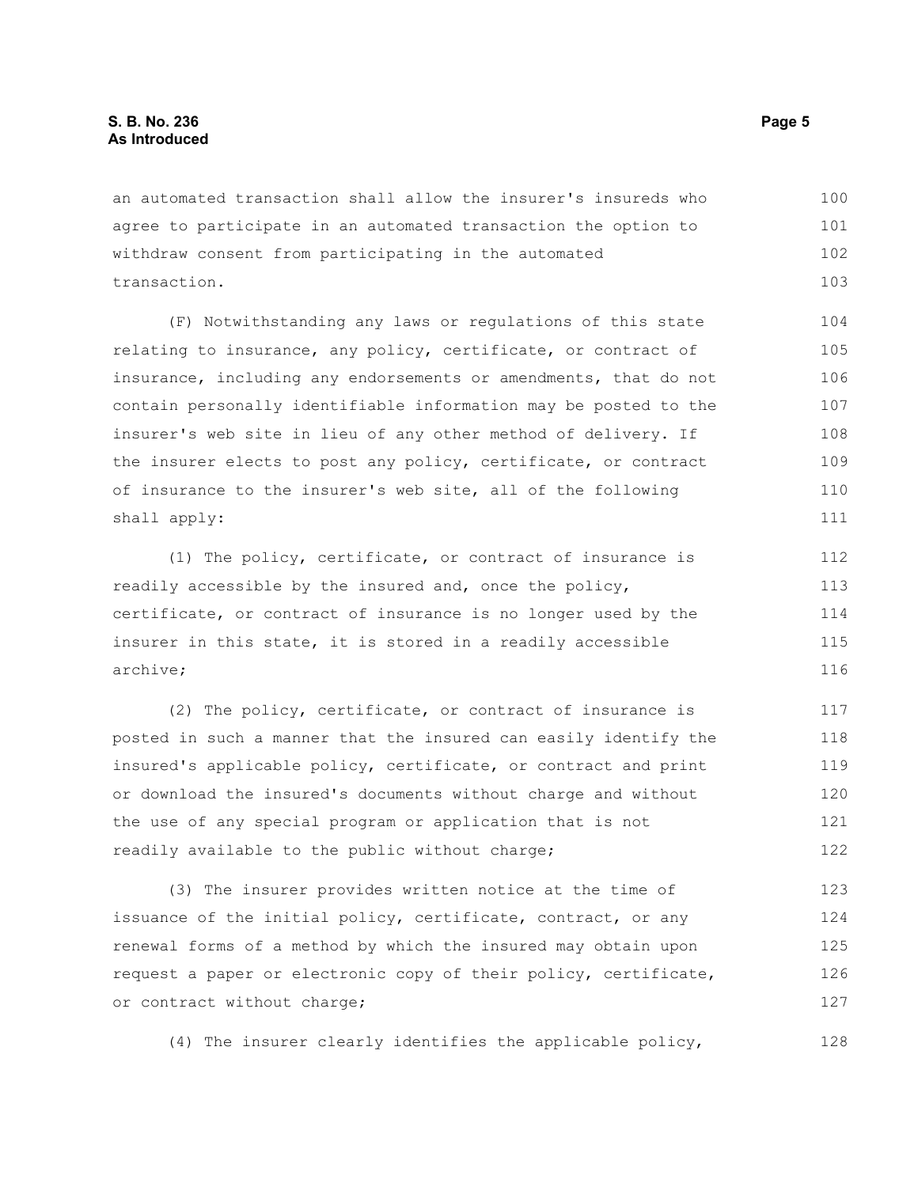an automated transaction shall allow the insurer's insureds who agree to participate in an automated transaction the option to withdraw consent from participating in the automated transaction.

(F) Notwithstanding any laws or regulations of this state relating to insurance, any policy, certificate, or contract of insurance, including any endorsements or amendments, that do not contain personally identifiable information may be posted to the insurer's web site in lieu of any other method of delivery. If the insurer elects to post any policy, certificate, or contract of insurance to the insurer's web site, all of the following shall apply:

(1) The policy, certificate, or contract of insurance is readily accessible by the insured and, once the policy, certificate, or contract of insurance is no longer used by the insurer in this state, it is stored in a readily accessible archive;

(2) The policy, certificate, or contract of insurance is posted in such a manner that the insured can easily identify the insured's applicable policy, certificate, or contract and print or download the insured's documents without charge and without the use of any special program or application that is not readily available to the public without charge;

(3) The insurer provides written notice at the time of issuance of the initial policy, certificate, contract, or any renewal forms of a method by which the insured may obtain upon request a paper or electronic copy of their policy, certificate, or contract without charge;

(4) The insurer clearly identifies the applicable policy,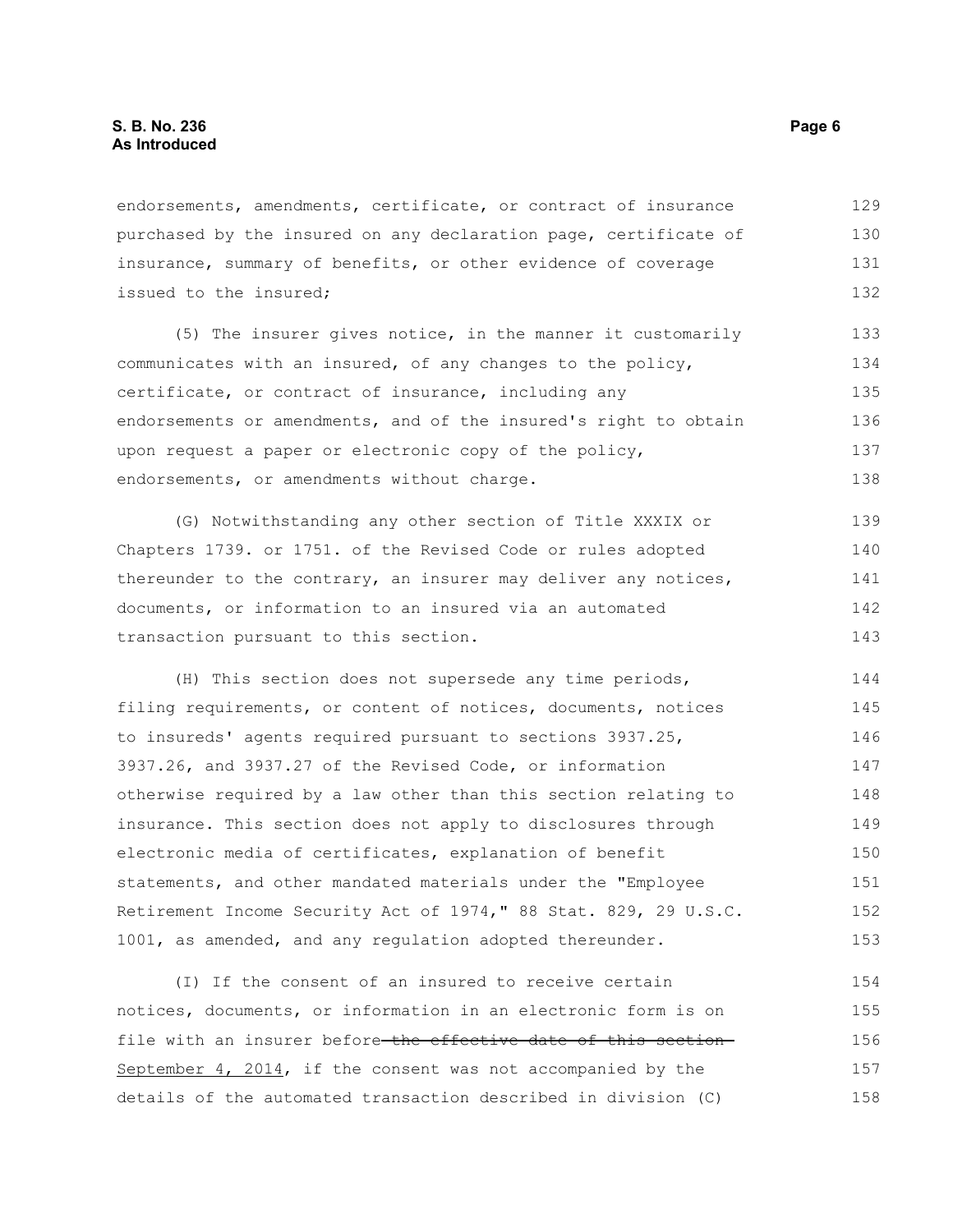endorsements, amendments, certificate, or contract of insurance purchased by the insured on any declaration page, certificate of insurance, summary of benefits, or other evidence of coverage issued to the insured;

(5) The insurer gives notice, in the manner it customarily communicates with an insured, of any changes to the policy, certificate, or contract of insurance, including any endorsements or amendments, and of the insured's right to obtain upon request a paper or electronic copy of the policy, endorsements, or amendments without charge.

(G) Notwithstanding any other section of Title XXXIX or Chapters 1739. or 1751. of the Revised Code or rules adopted thereunder to the contrary, an insurer may deliver any notices, documents, or information to an insured via an automated transaction pursuant to this section.

(H) This section does not supersede any time periods, filing requirements, or content of notices, documents, notices to insureds' agents required pursuant to sections 3937.25, 3937.26, and 3937.27 of the Revised Code, or information otherwise required by a law other than this section relating to insurance. This section does not apply to disclosures through electronic media of certificates, explanation of benefit statements, and other mandated materials under the "Employee Retirement Income Security Act of 1974," 88 Stat. 829, 29 U.S.C. 1001, as amended, and any regulation adopted thereunder.

(I) If the consent of an insured to receive certain notices, documents, or information in an electronic form is on file with an insurer before ~~the effective date of this section~~ <u>September 4, 2014</u>, if the consent was not accompanied by the details of the automated transaction described in division (C)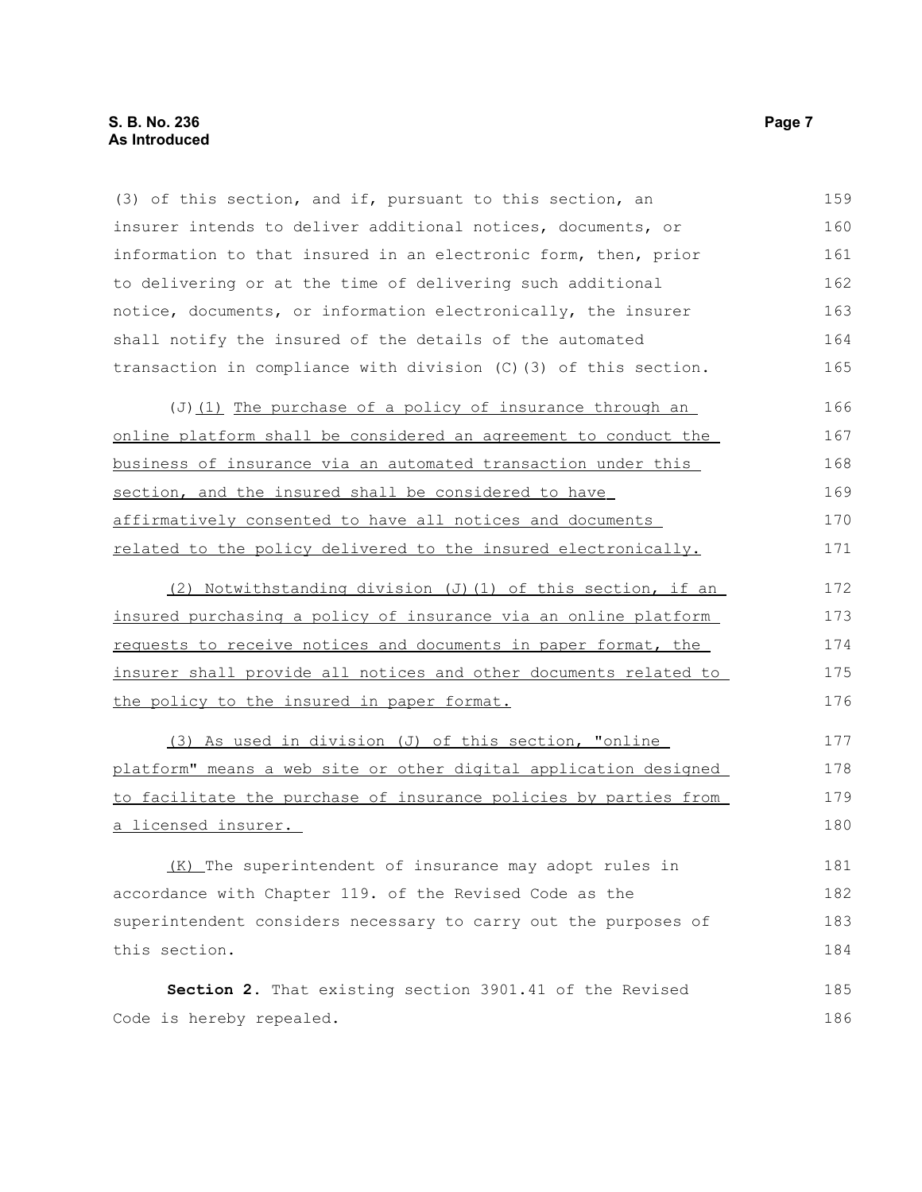(3) of this section, and if, pursuant to this section, an insurer intends to deliver additional notices, documents, or information to that insured in an electronic form, then, prior to delivering or at the time of delivering such additional notice, documents, or information electronically, the insurer shall notify the insured of the details of the automated transaction in compliance with division (C)(3) of this section.

(J)<u>(1) The purchase of a policy of insurance through an online platform shall be considered an agreement to conduct the business of insurance via an automated transaction under this section, and the insured shall be considered to have affirmatively consented to have all notices and documents related to the policy delivered to the insured electronically.</u>

<u>(2) Notwithstanding division (J)(1) of this section, if an insured purchasing a policy of insurance via an online platform requests to receive notices and documents in paper format, the insurer shall provide all notices and other documents related to the policy to the insured in paper format.</u>

<u>(3) As used in division (J) of this section, "online platform" means a web site or other digital application designed to facilitate the purchase of insurance policies by parties from a licensed insurer.</u>

<u>(K)</u> The superintendent of insurance may adopt rules in accordance with Chapter 119. of the Revised Code as the superintendent considers necessary to carry out the purposes of this section.

**Section 2.** That existing section 3901.41 of the Revised Code is hereby repealed.